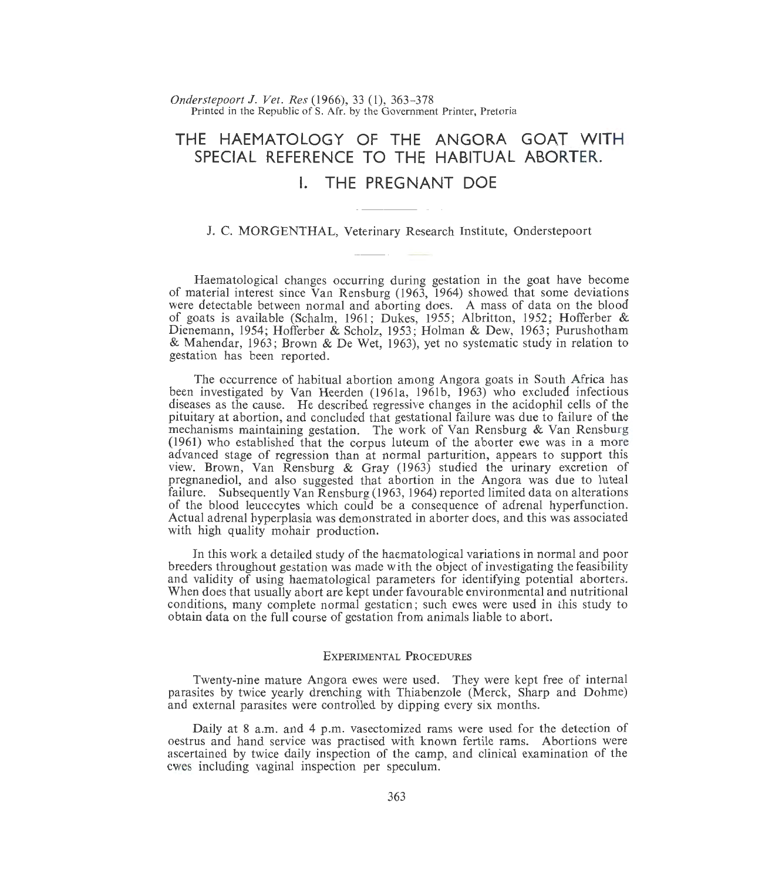# THE HAEMATOLOGY OF THE ANGORA GOAT WITH SPECIAL REFERENCE TO THE HABITUAL ABORTER.

## I. THE PREGNANT DOE

J. C. MORGENTHAL, Veterinary Research Institute, Onderstepoort

Haematological changes occurring during gestation in the goat have become of material interest since Van Rensburg (1963, 1964) showed that some deviations were detectable between normal and aborting does. A mass of data on the blood of goats is available (Schalm, 1961; Dukes, 1955; Albritton, 1952; Hofferber & Dienemann, 1954; Hofferber & Scholz, 1953; Holman & Dew, 1963; Purushotham & Mahendar, 1963; Brown & De Wet, 1963), yet no systematic study in relation to gestation has been reported.

The occurrence of habitual abortion among Angora goats in South Africa has been investigated by Van Heerden (1961a, 1961b, 1963) who excluded infectious diseases as the cause. He described regressive changes in the acidophil cells of the pituitary at abortion, and concluded that gestational failure was due to failure of the mechanisms maintaining gestation. The work of Van Rensburg & Van Rensburg (1961) who established that the corpus luteum of the aborter ewe was in a more advanced stage of regression than at normal parturition, appears to support this view. Brown, Van Rensburg & Gray (1963) studied the urinary excretion of pregnanediol, and also suggested that abortion in the Angora was due to luteal failure. Subsequently Van Rensburg (1963, 1964) reported limited data on alterations of the blood leucocytes which could be a consequence of adrenal hyperfunction. Actual adrenal hyperplasia was demonstrated in aborter does, and this was associated with high quality mohair production.

In this work a detailed study of the haematological variations in normal and poor breeders throughout gestation was made with the object of investigating the feasibility and validity of using haematological parameters for identifying potential aborters. When does that usually abort are kept under favourable environmental and nutritional conditions, many complete normal gestation; such ewes were used in this study to obtain data on the full course of gestation from animals liable to abort.

### EXPERIMENTAL PROCEDURES

Twenty-nine mature Angora ewes were used. They were kept free of internal parasites by twice yearly drenching with Thiabenzole (Merck, Sharp and Dohme) and external parasites were controlled by dipping every six months.

Daily at 8 a.m. and 4 p.m. vasectomized rams were used for the detection of oestrus and hand service was practised with known fertile rams. Abortions were ascertained by twice daily inspection of the camp, and clinical examination of the ewes including vaginal inspection per speculum.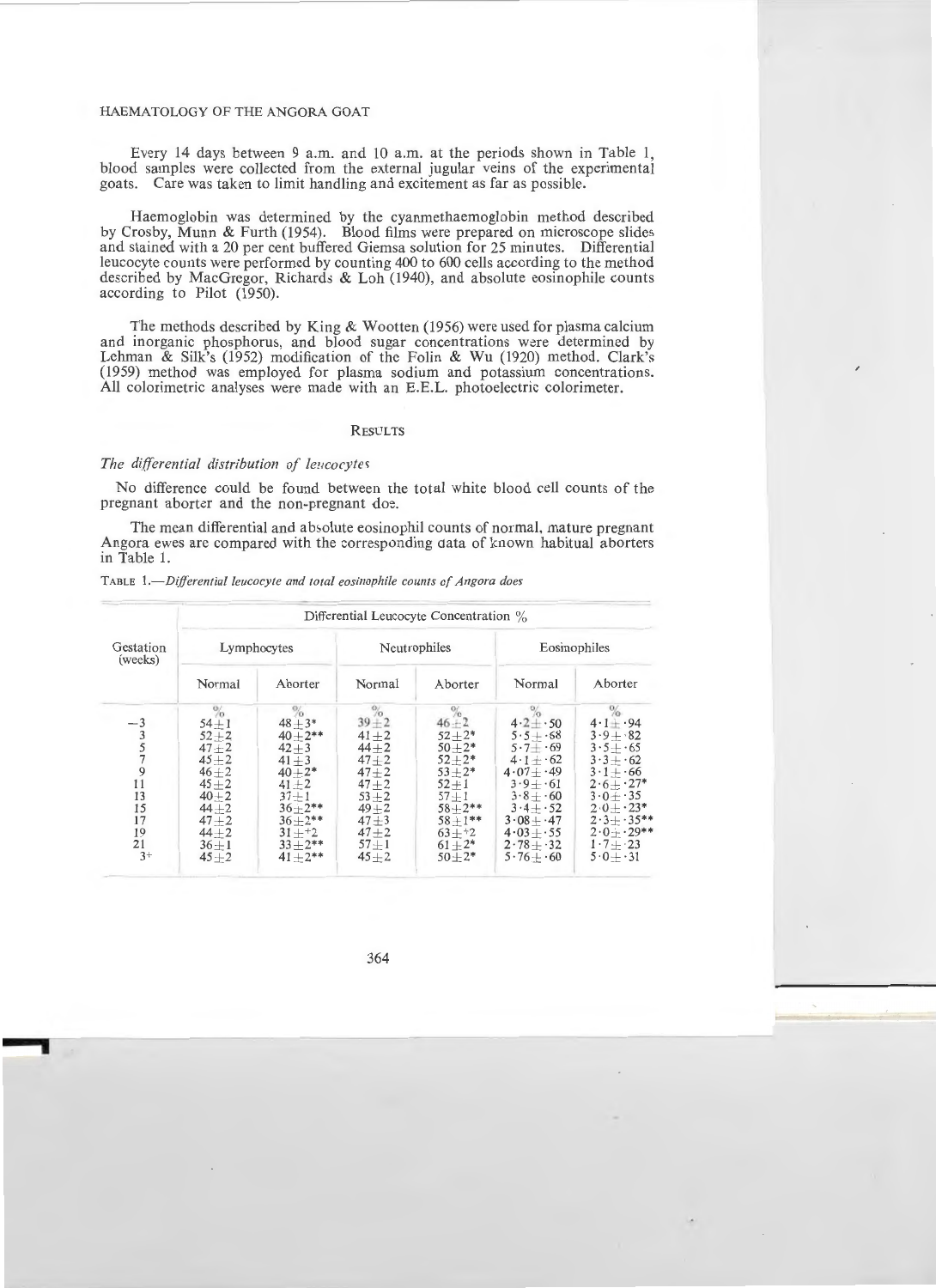Every 14 days between 9 a.m. and 10 a.m. at the periods shown in Table 1, blood samples were collected from the external jugular veins of the experimental goats. Care was taken to limit handling and excitement as far as possible.

Haemoglobin was determined by the cyanmethaemoglobin method described by Crosby, Munn & Furth (1954). Blood films were prepared on microscope slides and stained with a 20 per cent buffered Giemsa solution for 25 minutes. Differential leucocyte counts were performed by counting 400 to 600 cells according to the method described by MacGregor, Richards & Loh (1940), and absolute eosinophile counts according to Pilot (1950).

The methods described by King & Wootten (1956) were used for plasma calcium and inorganic phosphorus, and blood sugar concentrations were determined by Lehman & Silk's (1952) modification of the Folin & Wu (1920) method. Clark's (1959) method was employed for plasma sodium and potassium concentrations. All colorimetric analyses were made with an E.E.L. photoelectric colorimeter.

## RESULTS

### *The differential distribution of leucocytes*

No difference could be found between the total white blood cell counts of the pregnant aborter and the non-pregnant doe.

The mean differential and absolute eosinophil counts of normal, mature pregnant Angora ewes are compared with the corresponding data of known habitual aborters in Table 1.

TABLE 1.—*Differential leucocyte and total eosinophile counts of Angora does*

| Gestation (weeks) | Differential Leucocyte Concentration % | | | | | |
|---|---|---|---|---|---|---|
| | Lymphocytes | | Neutrophiles | | Eosinophiles | |
| | Normal | Aborter | Normal | Aborter | Normal | Aborter |
| | % | % | % | % | % | % |
| −3 | 54±1 | 48±3* | 39±2 | 46±2 | 4·2±·50 | 4·1±·94 |
| 3 | 52±2 | 40±2** | 41±2 | 52±2* | 5·5±·68 | 3·9±·82 |
| 5 | 47±2 | 42±3 | 44±2 | 50±2* | 5·7±·69 | 3·5±·65 |
| 7 | 45±2 | 41±3 | 47±2 | 52±2* | 4·1±·62 | 3·3±·62 |
| 9 | 46±2 | 40±2* | 47±2 | 53±2* | 4·07±·49 | 3·1±·66 |
| 11 | 45±2 | 41±2 | 47±2 | 52±1 | 3·9±·61 | 2·6±·27* |
| 13 | 40±2 | 37±1 | 53±2 | 57±1 | 3·8±·60 | 3·0±·35 |
| 15 | 44±2 | 36±2** | 49±2 | 58±2** | 3·4±·52 | 2·0±·23* |
| 17 | 47±2 | 36±2** | 47±3 | 58±1** | 3·08±·47 | 2·3±·35** |
| 19 | 44±2 | 31±+2 | 47±2 | 63±+2 | 4·03±·55 | 2·0±·29** |
| 21 | 36±1 | 33±2** | 57±1 | 61±2* | 2·78±·32 | 1·7±·23 |
| 3+ | 45±2 | 41±2** | 45±2 | 50±2* | 5·76±·60 | 5·0±·31 |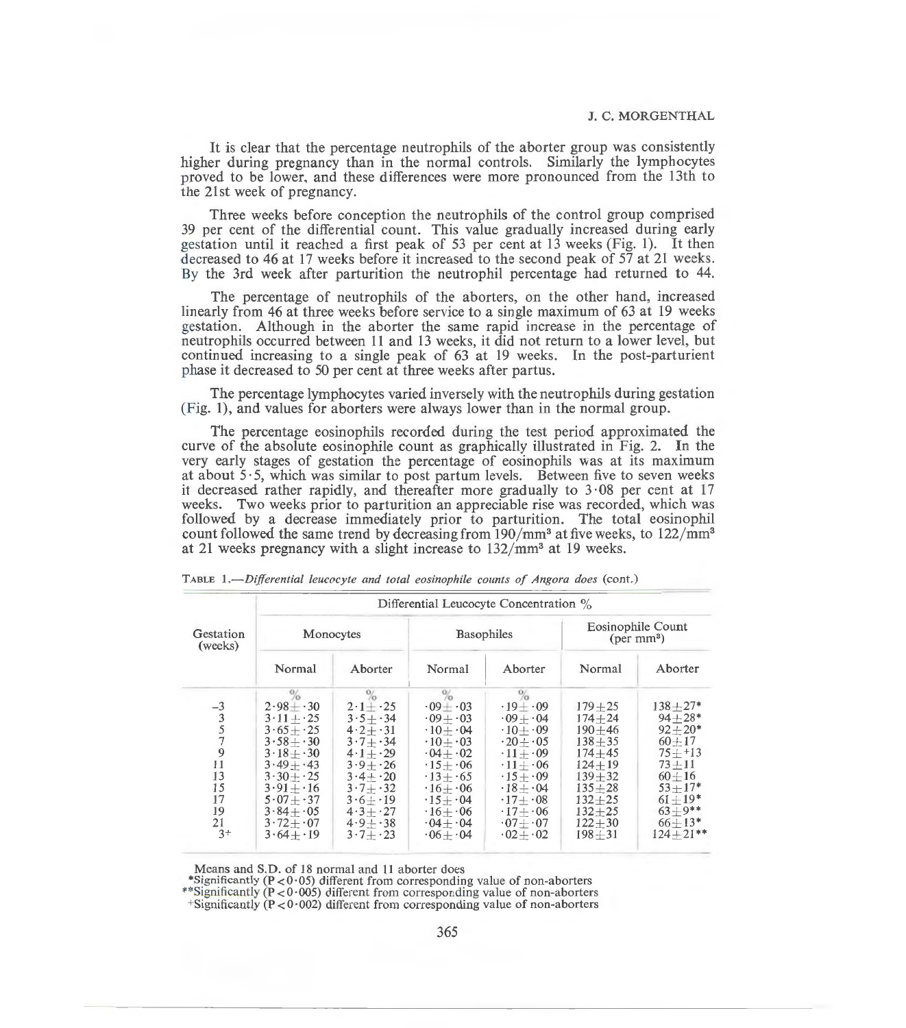It is clear that the percentage neutrophils of the aborter group was consistently higher during pregnancy than in the normal controls. Similarly the lymphocytes proved to be lower, and these differences were more pronounced from the 13th to the 21st week of pregnancy.

Three weeks before conception the neutrophils of the control group comprised 39 per cent of the differential count. This value gradually increased during early gestation until it reached a first peak of 53 per cent at 13 weeks (Fig. 1). It then decreased to 46 at 17 weeks before it increased to the second peak of 57 at 21 weeks. By the 3rd week after parturition the neutrophil percentage had returned to 44.

The percentage of neutrophils of the aborters, on the other hand, increased linearly from 46 at three weeks before service to a single maximum of 63 at 19 weeks gestation. Although in the aborter the same rapid increase in the percentage of neutrophils occurred between 11 and 13 weeks, it did not return to a lower level, but continued increasing to a single peak of 63 at 19 weeks. In the post-parturient phase it decreased to 50 per cent at three weeks after partus.

The percentage lymphocytes varied inversely with the neutrophils during gestation (Fig. 1), and values for aborters were always lower than in the normal group.

The percentage eosinophils recorded during the test period approximated the curve of the absolute eosinophile count as graphically illustrated in Fig. 2. In the very early stages of gestation the percentage of eosinophils was at its maximum at about 5·5, which was similar to post partum levels. Between five to seven weeks it decreased rather rapidly, and thereafter more gradually to 3·08 per cent at 17 weeks. Two weeks prior to parturition an appreciable rise was recorded, which was followed by a decrease immediately prior to parturition. The total eosinophil count followed the same trend by decreasing from 190/mm³ at five weeks, to 122/mm³ at 21 weeks pregnancy with a slight increase to 132/mm³ at 19 weeks.

TABLE 1.—*Differential leucocyte and total eosinophile counts of Angora does* (cont.)

| Gestation (weeks) | Differential Leucocyte Concentration % | | | | | |
|---|---|---|---|---|---|---|
| | Monocytes | | Basophiles | | Eosinophile Count (per mm³) | |
| | Normal | Aborter | Normal | Aborter | Normal | Aborter |
| | % | % | % | % | | |
| −3 | 2·98 ± ·30 | 2·1 ± ·25 | ·09 ± ·03 | ·19 ± ·09 | 179 ± 25 | 138 ± 27* |
| 3 | 3·11 ± ·25 | 3·5 ± ·34 | ·09 ± ·03 | ·09 ± ·04 | 174 ± 24 | 94 ± 28* |
| 5 | 3·65 ± ·25 | 4·2 ± ·31 | ·10 ± ·04 | ·10 ± ·09 | 190 ± 46 | 92 ± 20* |
| 7 | 3·58 ± ·30 | 3·7 ± ·34 | ·10 ± ·03 | ·20 ± ·05 | 138 ± 35 | 60 ± 17 |
| 9 | 3·18 ± ·30 | 4·1 ± ·29 | ·04 ± ·02 | ·11 ± ·09 | 174 ± 45 | 75 ± +13 |
| 11 | 3·49 ± ·43 | 3·9 ± ·26 | ·15 ± ·06 | ·11 ± ·06 | 124 ± 19 | 73 ± 11 |
| 13 | 3·30 ± ·25 | 3·4 ± ·20 | ·13 ± ·65 | ·15 ± ·09 | 139 ± 32 | 60 ± 16 |
| 15 | 3·91 ± ·16 | 3·7 ± ·32 | ·16 ± ·06 | ·18 ± ·04 | 135 ± 28 | 53 ± 17* |
| 17 | 5·07 ± ·37 | 3·6 ± ·19 | ·15 ± ·04 | ·17 ± ·08 | 132 ± 25 | 61 ± 19* |
| 19 | 3·84 ± ·05 | 4·3 ± ·27 | ·16 ± ·06 | ·17 ± ·06 | 132 ± 25 | 63 ± 9** |
| 21 | 3·72 ± ·07 | 4·9 ± ·38 | ·04 ± ·04 | ·07 ± ·07 | 122 ± 30 | 66 ± 13* |
| 3+ | 3·64 ± ·19 | 3·7 ± ·23 | ·06 ± ·04 | ·02 ± ·02 | 198 ± 31 | 124 ± 21** |

Means and S.D. of 18 normal and 11 aborter does
*Significantly ($P < 0·05$) different from corresponding value of non-aborters
**Significantly ($P < 0·005$) different from corresponding value of non-aborters
+Significantly ($P < 0·002$) different from corresponding value of non-aborters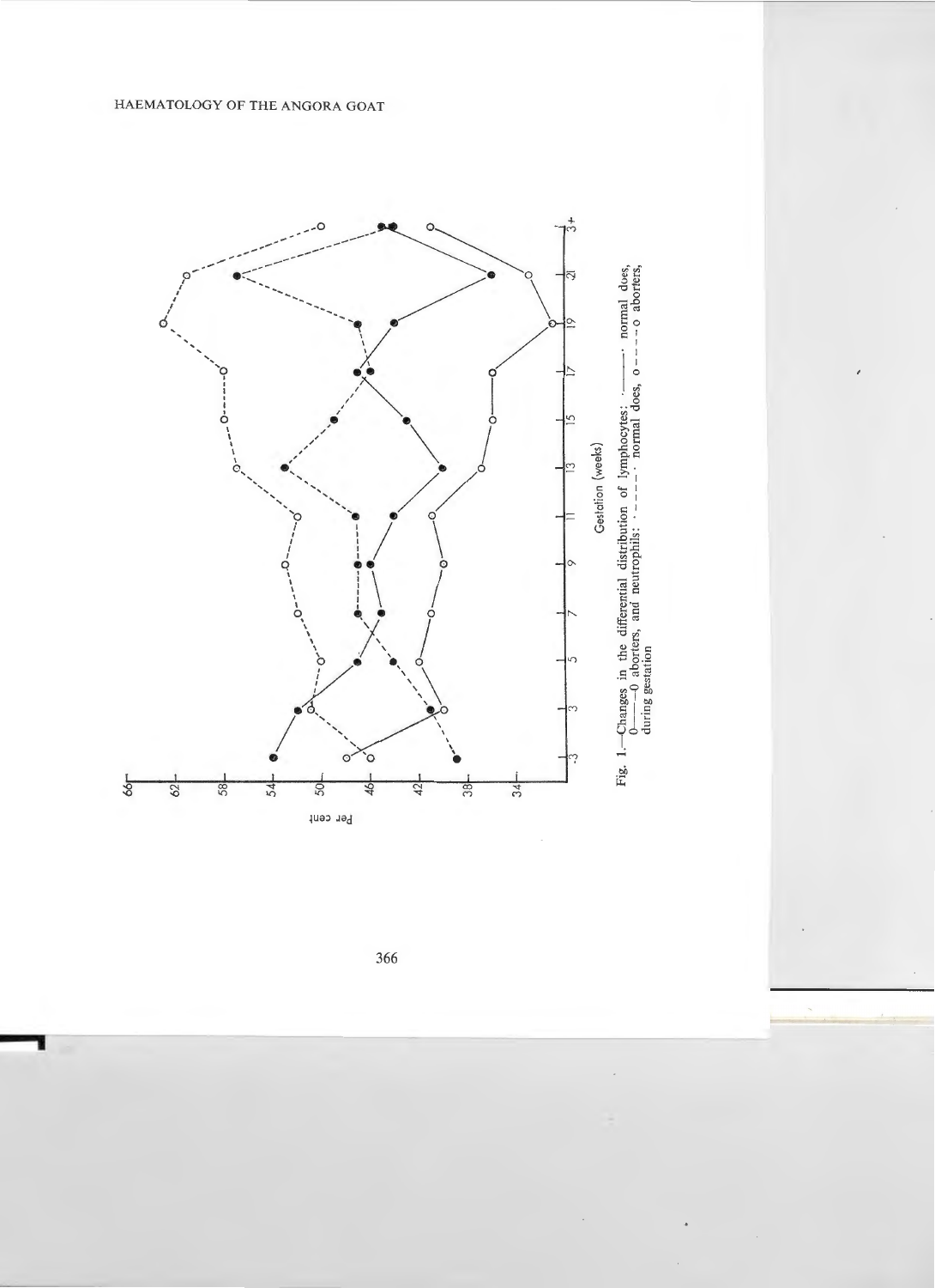Fig. 1.—Changes in the differential distribution of lymphocytes: •——• normal does, o——o aborters, and neutrophils: •- - - -• normal does, o- - - -o aborters, during gestation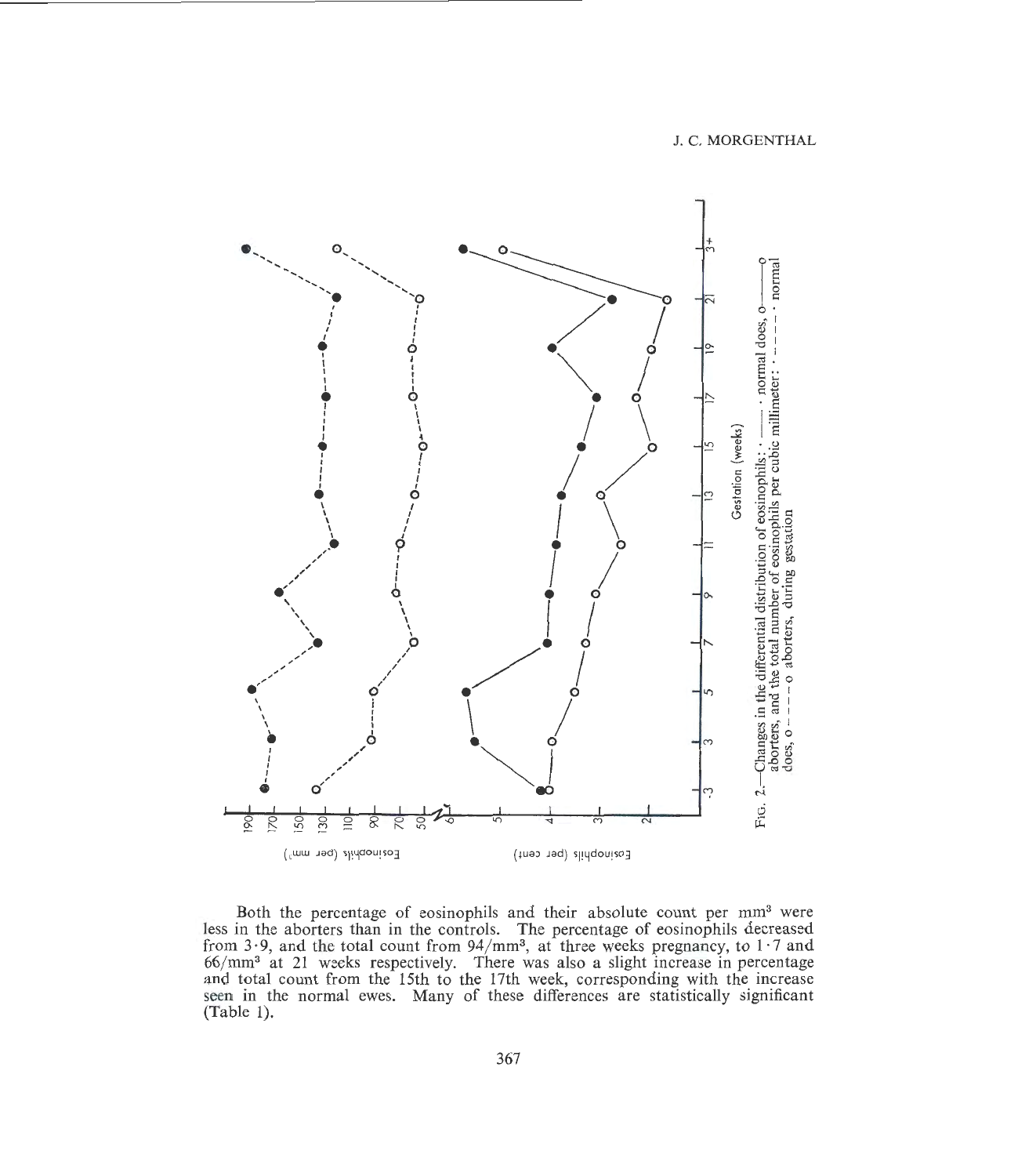Fig. 2.—Changes in the differential distribution of eosinophils: • —— • normal does, o —— o aborters, and the total number of eosinophils per cubic millimeter: • - - - - • normal does, o - - - - o aborters, during gestation

Both the percentage of eosinophils and their absolute count per $mm^3$ were less in the aborters than in the controls. The percentage of eosinophils decreased from 3·9, and the total count from $94/mm^3$, at three weeks pregnancy, to 1·7 and $66/mm^3$ at 21 weeks respectively. There was also a slight increase in percentage and total count from the 15th to the 17th week, corresponding with the increase seen in the normal ewes. Many of these differences are statistically significant (Table 1).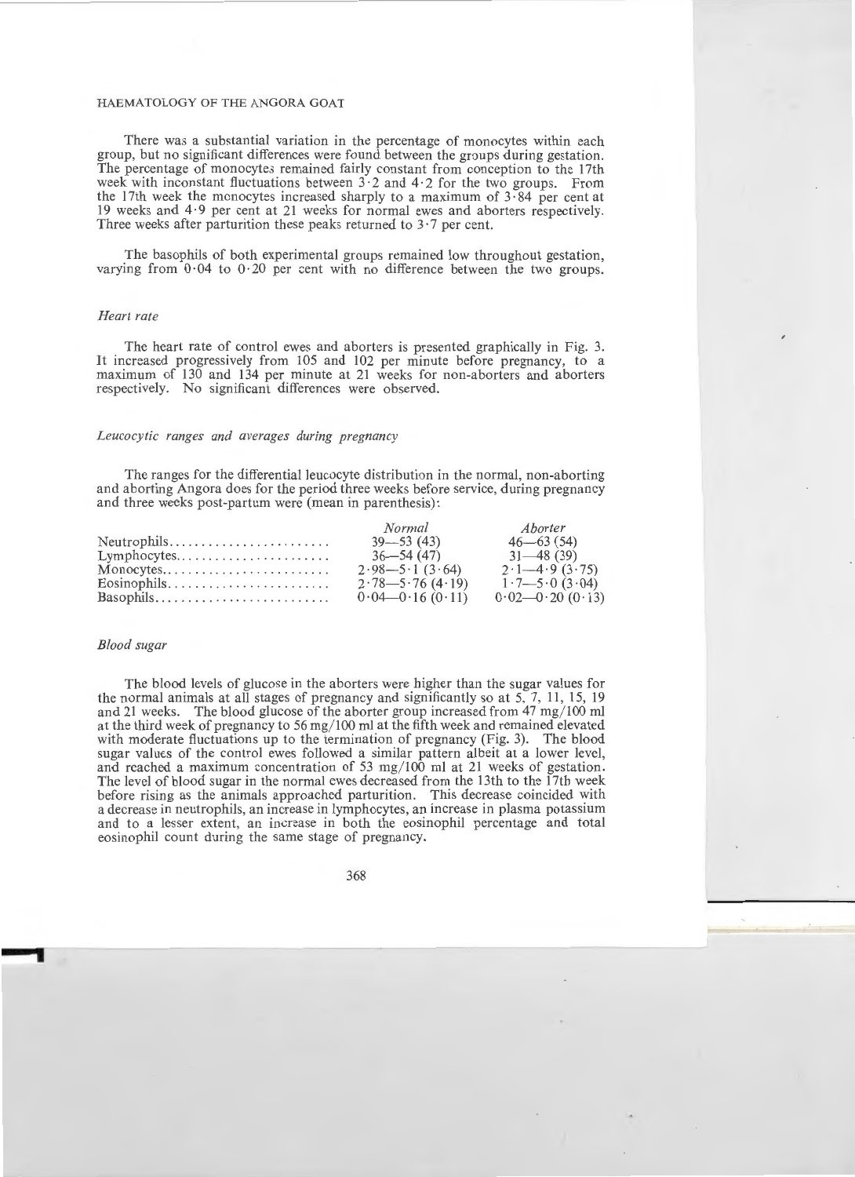There was a substantial variation in the percentage of monocytes within each group, but no significant differences were found between the groups during gestation. The percentage of monocytes remained fairly constant from conception to the 17th week with inconstant fluctuations between 3·2 and 4·2 for the two groups. From the 17th week the monocytes increased sharply to a maximum of 3·84 per cent at 19 weeks and 4·9 per cent at 21 weeks for normal ewes and aborters respectively. Three weeks after parturition these peaks returned to 3·7 per cent.

The basophils of both experimental groups remained low throughout gestation, varying from 0·04 to 0·20 per cent with no difference between the two groups.

### *Heart rate*

The heart rate of control ewes and aborters is presented graphically in Fig. 3. It increased progressively from 105 and 102 per minute before pregnancy, to a maximum of 130 and 134 per minute at 21 weeks for non-aborters and aborters respectively. No significant differences were observed.

### *Leucocytic ranges and averages during pregnancy*

The ranges for the differential leucocyte distribution in the normal, non-aborting and aborting Angora does for the period three weeks before service, during pregnancy and three weeks post-partum were (mean in parenthesis):

| | *Normal* | *Aborter* |
|---|---|---|
| Neutrophils | 39—53 (43) | 46—63 (54) |
| Lymphocytes | 36—54 (47) | 31—48 (39) |
| Monocytes | 2·98—5·1 (3·64) | 2·1—4·9 (3·75) |
| Eosinophils | 2·78—5·76 (4·19) | 1·7—5·0 (3·04) |
| Basophils | 0·04—0·16 (0·11) | 0·02—0·20 (0·13) |

### *Blood sugar*

The blood levels of glucose in the aborters were higher than the sugar values for the normal animals at all stages of pregnancy and significantly so at 5, 7, 11, 15, 19 and 21 weeks. The blood glucose of the aborter group increased from 47 mg/100 ml at the third week of pregnancy to 56 mg/100 ml at the fifth week and remained elevated with moderate fluctuations up to the termination of pregnancy (Fig. 3). The blood sugar values of the control ewes followed a similar pattern albeit at a lower level, and reached a maximum concentration of 53 mg/100 ml at 21 weeks of gestation. The level of blood sugar in the normal ewes decreased from the 13th to the 17th week before rising as the animals approached parturition. This decrease coincided with a decrease in neutrophils, an increase in lymphocytes, an increase in plasma potassium and to a lesser extent, an increase in both the eosinophil percentage and total eosinophil count during the same stage of pregnancy.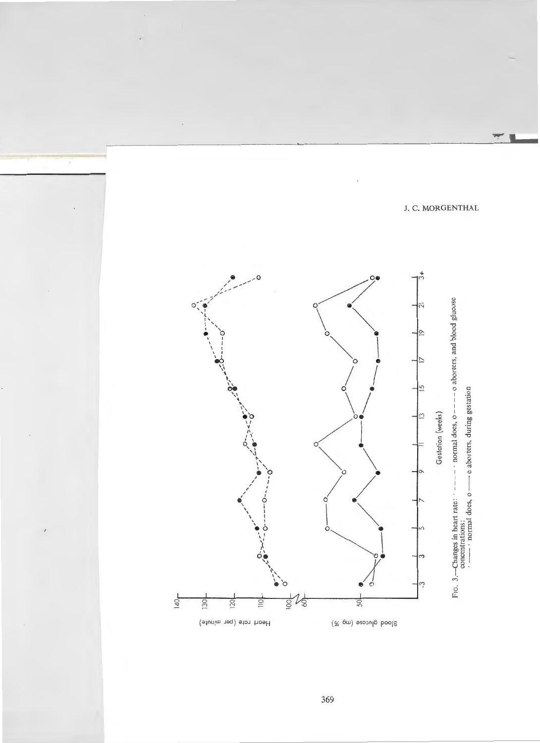FIG. 3.—Changes in heart rate: ● - - - - ● normal does, o - - - - o aborters, and blood glucose concentrations: ● —— ● normal does, o —— o aborters, during gestation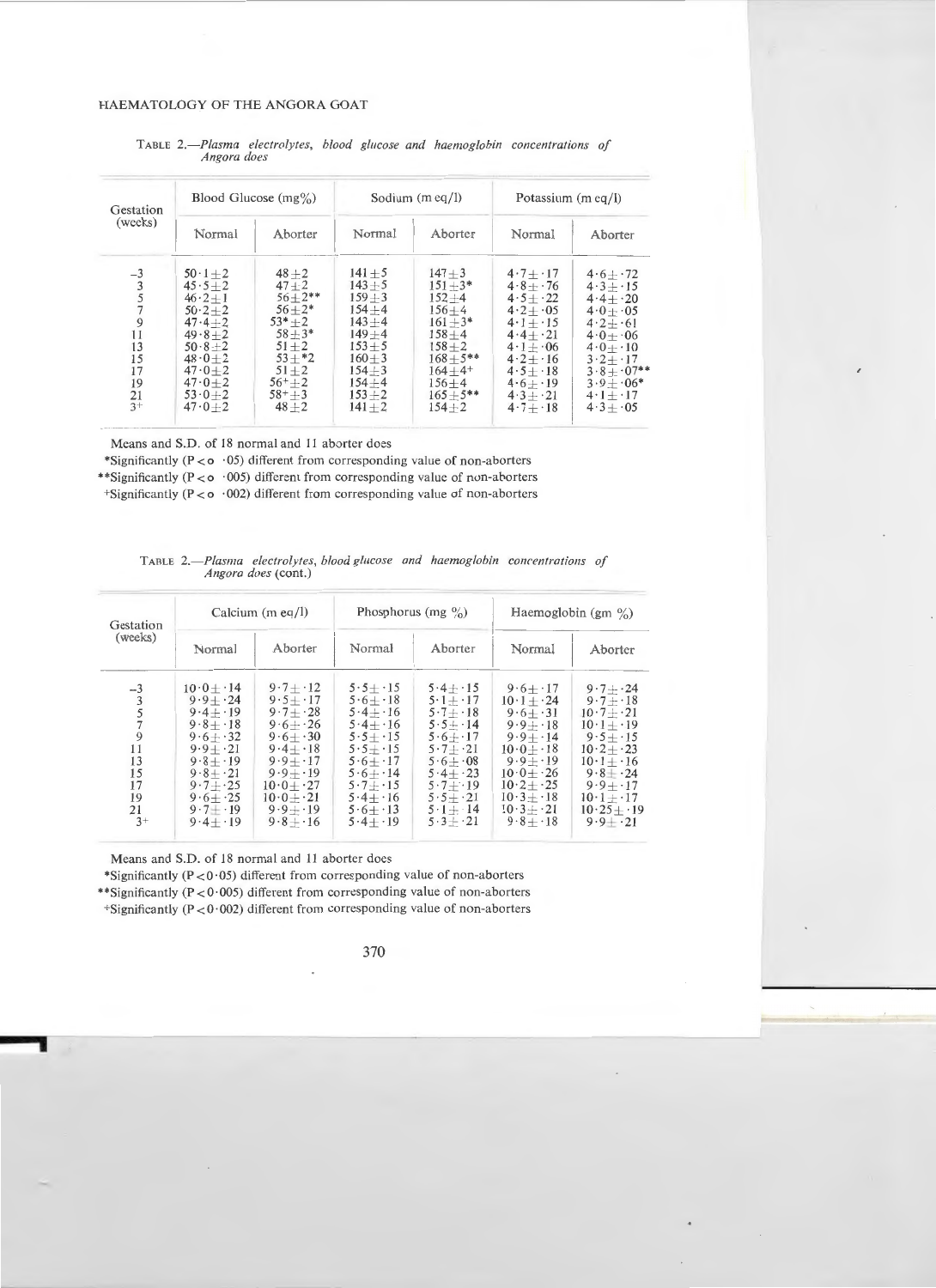TABLE 2.—*Plasma electrolytes, blood glucose and haemoglobin concentrations of Angora does*

| Gestation (weeks) | Blood Glucose (mg%) | | Sodium (m eq/l) | | Potassium (m eq/l) | |
|---|---|---|---|---|---|---|
| | Normal | Aborter | Normal | Aborter | Normal | Aborter |
| −3 | 50·1±2 | 48±2 | 141±5 | 147±3 | 4·7±·17 | 4·6±·72 |
| 3 | 45·5±2 | 47±2 | 143±5 | 151±3* | 4·8±·76 | 4·3±·15 |
| 5 | 46·2±1 | 56±2** | 159±3 | 152±4 | 4·5±·22 | 4·4±·20 |
| 7 | 50·2±2 | 56±2* | 154±4 | 156±4 | 4·2±·05 | 4·0±·05 |
| 9 | 47·4±2 | 53*±2 | 143±4 | 161±3* | 4·1±·15 | 4·2±·61 |
| 11 | 49·8±2 | 58±3* | 149±4 | 158±4 | 4·4±·21 | 4·0±·06 |
| 13 | 50·8±2 | 51±2 | 153±5 | 158±2 | 4·1±·06 | 4·0±·10 |
| 15 | 48·0±2 | 53±*2 | 160±3 | 168±5** | 4·2±·16 | 3·2±·17 |
| 17 | 47·0±2 | 51±2 | 154±3 | 164±4+ | 4·5±·18 | 3·8±·07** |
| 19 | 47·0±2 | 56+±2 | 154±4 | 156±4 | 4·6±·19 | 3·9±·06* |
| 21 | 53·0±2 | 58+±3 | 153±2 | 165±5** | 4·3±·21 | 4·1±·17 |
| 3+ | 47·0±2 | 48±2 | 141±2 | 154±2 | 4·7±·18 | 4·3±·05 |

Means and S.D. of 18 normal and 11 aborter does

*Significantly ($P < 0·05$) different from corresponding value of non-aborters

**Significantly ($P < 0·005$) different from corresponding value of non-aborters

+Significantly ($P < 0·002$) different from corresponding value of non-aborters

TABLE 2.—*Plasma electrolytes, blood glucose and haemoglobin concentrations of Angora does* (cont.)

| Gestation (weeks) | Calcium (m eq/l) | | Phosphorus (mg %) | | Haemoglobin (gm %) | |
|---|---|---|---|---|---|---|
| | Normal | Aborter | Normal | Aborter | Normal | Aborter |
| −3 | 10·0±·14 | 9·7±·12 | 5·5±·15 | 5·4±·15 | 9·6±·17 | 9·7±·24 |
| 3 | 9·9±·24 | 9·5±·17 | 5·6±·18 | 5·1±·17 | 10·1±·24 | 9·7±·18 |
| 5 | 9·4±·19 | 9·7±·28 | 5·4±·16 | 5·7±·18 | 9·6±·31 | 10·7±·21 |
| 7 | 9·8±·18 | 9·6±·26 | 5·4±·16 | 5·5±·14 | 9·9±·18 | 10·1±·19 |
| 9 | 9·6±·32 | 9·6±·30 | 5·5±·15 | 5·6±·17 | 9·9±·14 | 9·5±·15 |
| 11 | 9·9±·21 | 9·4±·18 | 5·5±·15 | 5·7±·21 | 10·0±·18 | 10·2±·23 |
| 13 | 9·8±·19 | 9·9±·17 | 5·6±·17 | 5·6±·08 | 9·9±·19 | 10·1±·16 |
| 15 | 9·8±·21 | 9·9±·19 | 5·6±·14 | 5·4±·23 | 10·0±·26 | 9·8±·24 |
| 17 | 9·7±·25 | 10·0±·27 | 5·7±·15 | 5·7±·19 | 10·2±·25 | 9·9±·17 |
| 19 | 9·6±·25 | 10·0±·21 | 5·4±·16 | 5·5±·21 | 10·3±·18 | 10·1±·17 |
| 21 | 9·7±·19 | 9·9±·19 | 5·6±·13 | 5·1±·14 | 10·3±·21 | 10·25±·19 |
| 3+ | 9·4±·19 | 9·8±·16 | 5·4±·19 | 5·3±·21 | 9·8±·18 | 9·9±·21 |

Means and S.D. of 18 normal and 11 aborter does

*Significantly ($P < 0·05$) different from corresponding value of non-aborters

**Significantly ($P < 0·005$) different from corresponding value of non-aborters

+Significantly ($P < 0·002$) different from corresponding value of non-aborters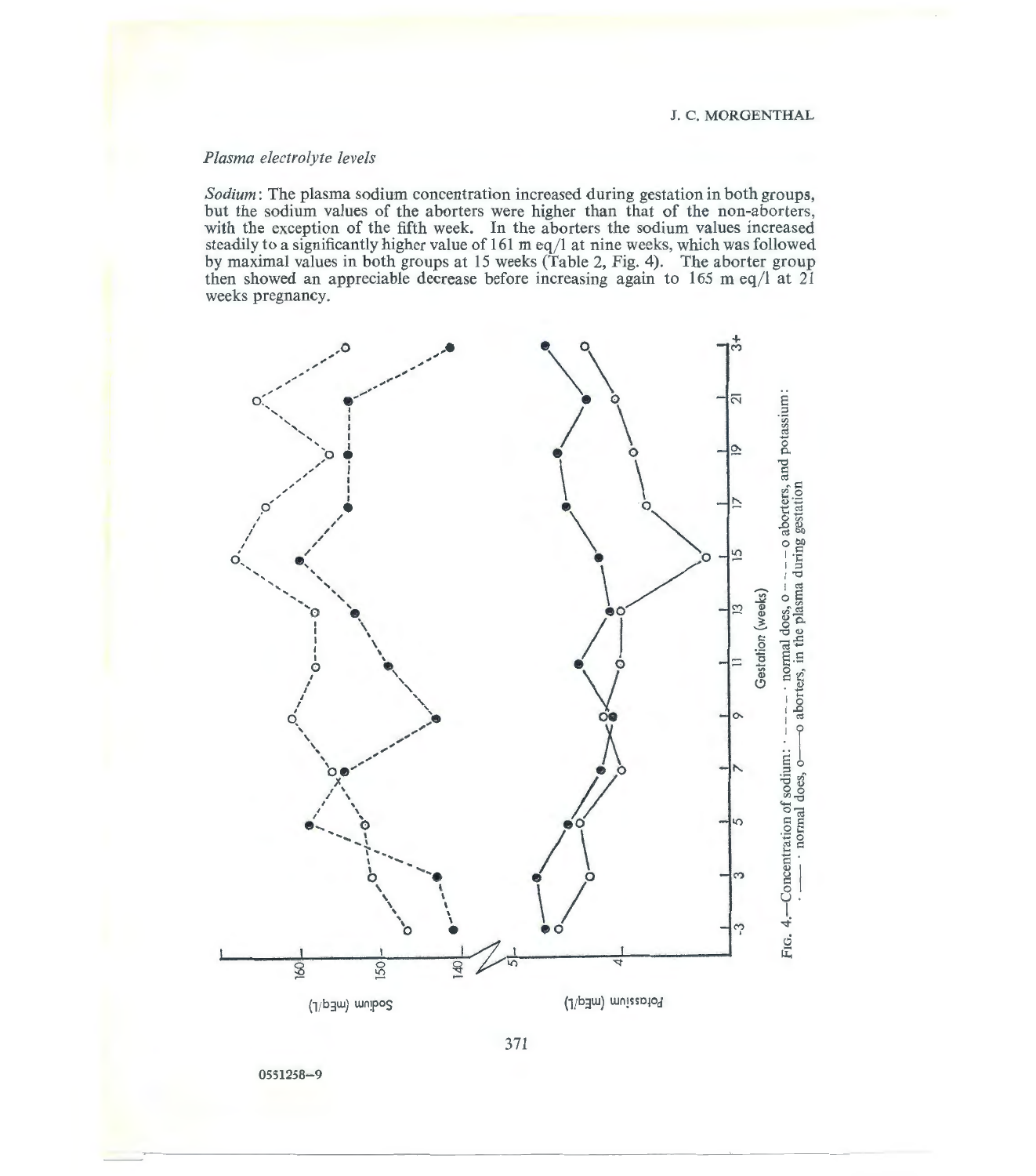*Plasma electrolyte levels*

*Sodium*: The plasma sodium concentration increased during gestation in both groups, but the sodium values of the aborters were higher than that of the non-aborters, with the exception of the fifth week. In the aborters the sodium values increased steadily to a significantly higher value of 161 m eq/l at nine weeks, which was followed by maximal values in both groups at 15 weeks (Table 2, Fig. 4). The aborter group then showed an appreciable decrease before increasing again to 165 m eq/l at 21 weeks pregnancy.

FIG. 4.—Concentration of sodium: • - - - - • normal does, o - - - - o aborters, and potassium: • —— • normal does, o —— o aborters, in the plasma during gestation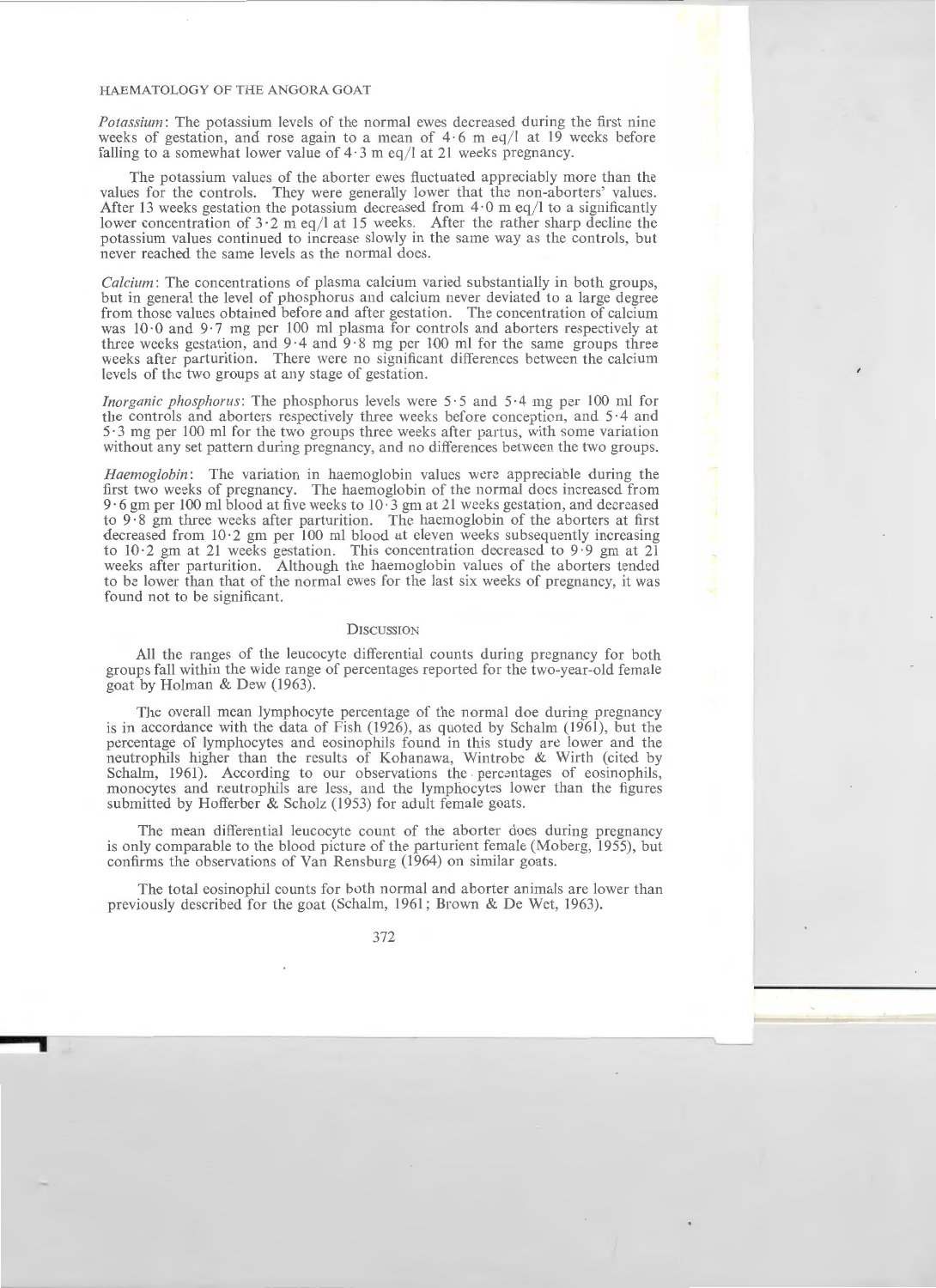*Potassium*: The potassium levels of the normal ewes decreased during the first nine weeks of gestation, and rose again to a mean of 4·6 m eq/l at 19 weeks before falling to a somewhat lower value of 4·3 m eq/l at 21 weeks pregnancy.

The potassium values of the aborter ewes fluctuated appreciably more than the values for the controls. They were generally lower that the non-aborters' values. After 13 weeks gestation the potassium decreased from 4·0 m eq/l to a significantly lower concentration of 3·2 m eq/l at 15 weeks. After the rather sharp decline the potassium values continued to increase slowly in the same way as the controls, but never reached the same levels as the normal does.

*Calcium*: The concentrations of plasma calcium varied substantially in both groups, but in general the level of phosphorus and calcium never deviated to a large degree from those values obtained before and after gestation. The concentration of calcium was 10·0 and 9·7 mg per 100 ml plasma for controls and aborters respectively at three weeks gestation, and 9·4 and 9·8 mg per 100 ml for the same groups three weeks after parturition. There were no significant differences between the calcium levels of the two groups at any stage of gestation.

*Inorganic phosphorus*: The phosphorus levels were 5·5 and 5·4 mg per 100 ml for the controls and aborters respectively three weeks before conception, and 5·4 and 5·3 mg per 100 ml for the two groups three weeks after partus, with some variation without any set pattern during pregnancy, and no differences between the two groups.

*Haemoglobin*: The variation in haemoglobin values were appreciable during the first two weeks of pregnancy. The haemoglobin of the normal does increased from 9·6 gm per 100 ml blood at five weeks to 10·3 gm at 21 weeks gestation, and decreased to 9·8 gm three weeks after parturition. The haemoglobin of the aborters at first decreased from 10·2 gm per 100 ml blood at eleven weeks subsequently increasing to 10·2 gm at 21 weeks gestation. This concentration decreased to 9·9 gm at 21 weeks after parturition. Although the haemoglobin values of the aborters tended to be lower than that of the normal ewes for the last six weeks of pregnancy, it was found not to be significant.

## Discussion

All the ranges of the leucocyte differential counts during pregnancy for both groups fall within the wide range of percentages reported for the two-year-old female goat by Holman & Dew (1963).

The overall mean lymphocyte percentage of the normal doe during pregnancy is in accordance with the data of Fish (1926), as quoted by Schalm (1961), but the percentage of lymphocytes and eosinophils found in this study are lower and the neutrophils higher than the results of Kobanawa, Wintrobe & Wirth (cited by Schalm, 1961). According to our observations the percentages of eosinophils, monocytes and neutrophils are less, and the lymphocytes lower than the figures submitted by Hofferber & Scholz (1953) for adult female goats.

The mean differential leucocyte count of the aborter does during pregnancy is only comparable to the blood picture of the parturient female (Moberg, 1955), but confirms the observations of Van Rensburg (1964) on similar goats.

The total eosinophil counts for both normal and aborter animals are lower than previously described for the goat (Schalm, 1961; Brown & De Wet, 1963).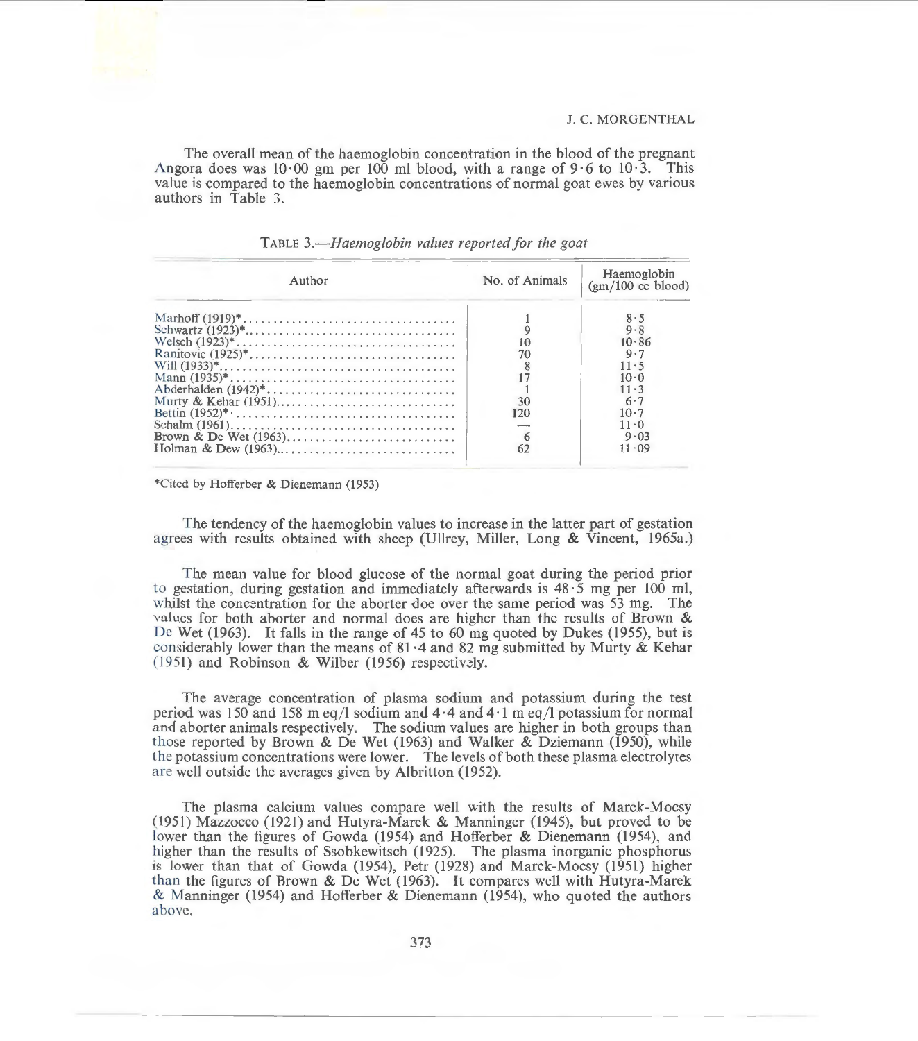The overall mean of the haemoglobin concentration in the blood of the pregnant Angora does was 10·00 gm per 100 ml blood, with a range of 9·6 to 10·3. This value is compared to the haemoglobin concentrations of normal goat ewes by various authors in Table 3.

TABLE 3.—*Haemoglobin values reported for the goat*

| Author | No. of Animals | Haemoglobin (gm/100 cc blood) |
|---|---|---|
| Marhoff (1919)* | 1 | 8·5 |
| Schwartz (1923)* | 9 | 9·8 |
| Welsch (1923)* | 10 | 10·86 |
| Ranitovic (1925)* | 70 | 9·7 |
| Will (1933)* | 8 | 11·5 |
| Mann (1935)* | 17 | 10·0 |
| Abderhalden (1942)* | 1 | 11·3 |
| Murty & Kehar (1951) | 30 | 6·7 |
| Bettin (1952)* | 120 | 10·7 |
| Schalm (1961) | — | 11·0 |
| Brown & De Wet (1963) | 6 | 9·03 |
| Holman & Dew (1963) | 62 | 11·09 |

*Cited by Hofferber & Dienemann (1953)

The tendency of the haemoglobin values to increase in the latter part of gestation agrees with results obtained with sheep (Ullrey, Miller, Long & Vincent, 1965a.)

The mean value for blood glucose of the normal goat during the period prior to gestation, during gestation and immediately afterwards is 48·5 mg per 100 ml, whilst the concentration for the aborter doe over the same period was 53 mg. The values for both aborter and normal does are higher than the results of Brown & De Wet (1963). It falls in the range of 45 to 60 mg quoted by Dukes (1955), but is considerably lower than the means of 81·4 and 82 mg submitted by Murty & Kehar (1951) and Robinson & Wilber (1956) respectively.

The average concentration of plasma sodium and potassium during the test period was 150 and 158 m eq/l sodium and 4·4 and 4·1 m eq/l potassium for normal and aborter animals respectively. The sodium values are higher in both groups than those reported by Brown & De Wet (1963) and Walker & Dziemann (1950), while the potassium concentrations were lower. The levels of both these plasma electrolytes are well outside the averages given by Albritton (1952).

The plasma calcium values compare well with the results of Marck-Mocsy (1951) Mazzocco (1921) and Hutyra-Marek & Manninger (1945), but proved to be lower than the figures of Gowda (1954) and Hofferber & Dienemann (1954), and higher than the results of Ssobkewitsch (1925). The plasma inorganic phosphorus is lower than that of Gowda (1954), Petr (1928) and Marck-Mocsy (1951) higher than the figures of Brown & De Wet (1963). It compares well with Hutyra-Marek & Manninger (1954) and Hofferber & Dienemann (1954), who quoted the authors above.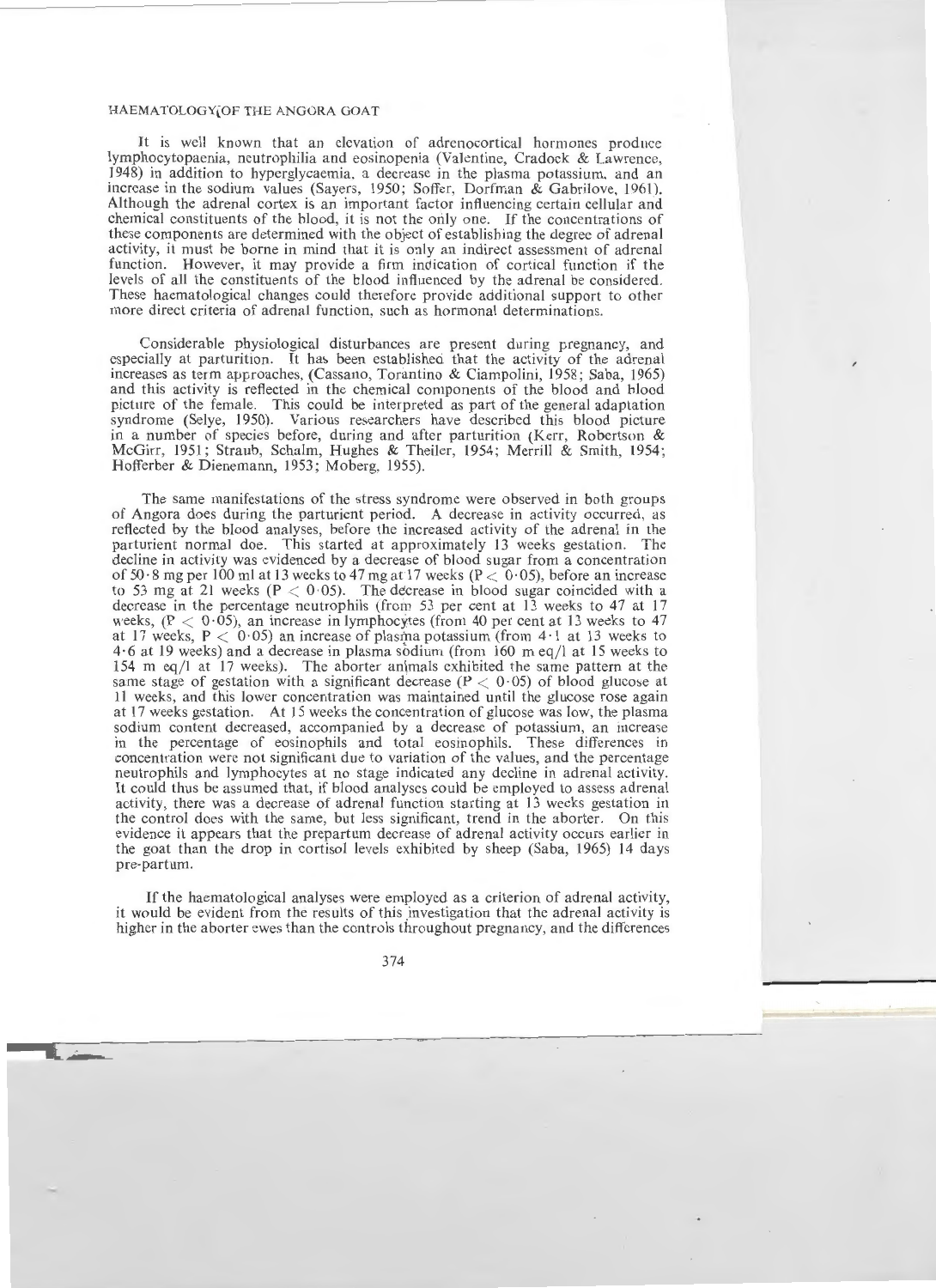It is well known that an elevation of adrenocortical hormones produce lymphocytopaenia, neutrophilia and eosinopenia (Valentine, Cradock & Lawrence, 1948) in addition to hyperglycaemia, a decrease in the plasma potassium, and an increase in the sodium values (Sayers, 1950; Soffer, Dorfman & Gabrilove, 1961). Although the adrenal cortex is an important factor influencing certain cellular and chemical constituents of the blood, it is not the only one. If the concentrations of these components are determined with the object of establishing the degree of adrenal activity, it must be borne in mind that it is only an indirect assessment of adrenal function. However, it may provide a firm indication of cortical function if the levels of all the constituents of the blood influenced by the adrenal be considered. These haematological changes could therefore provide additional support to other more direct criteria of adrenal function, such as hormonal determinations.

Considerable physiological disturbances are present during pregnancy, and especially at parturition. It has been established that the activity of the adrenal increases as term approaches, (Cassano, Torantino & Ciampolini, 1958; Saba, 1965) and this activity is reflected in the chemical components of the blood and blood picture of the female. This could be interpreted as part of the general adaptation syndrome (Selye, 1950). Various researchers have described this blood picture in a number of species before, during and after parturition (Kerr, Robertson & McGirr, 1951; Straub, Schalm, Hughes & Theiler, 1954; Merrill & Smith, 1954; Hofferber & Dienemann, 1953; Moberg, 1955).

The same manifestations of the stress syndrome were observed in both groups of Angora does during the parturient period. A decrease in activity occurred, as reflected by the blood analyses, before the increased activity of the adrenal in the parturient normal doe. This started at approximately 13 weeks gestation. The decline in activity was evidenced by a decrease of blood sugar from a concentration of 50·8 mg per 100 ml at 13 weeks to 47 mg at 17 weeks ($P < 0{\cdot}05$), before an increase to 53 mg at 21 weeks ($P < 0{\cdot}05$). The decrease in blood sugar coincided with a decrease in the percentage neutrophils (from 53 per cent at 13 weeks to 47 at 17 weeks, ($P < 0{\cdot}05$), an increase in lymphocytes (from 40 per cent at 13 weeks to 47 at 17 weeks, $P < 0{\cdot}05$) an increase of plasma potassium (from 4·1 at 13 weeks to 4·6 at 19 weeks) and a decrease in plasma sodium (from 160 m eq/l at 15 weeks to 154 m eq/l at 17 weeks). The aborter animals exhibited the same pattern at the same stage of gestation with a significant decrease ($P < 0{\cdot}05$) of blood glucose at 11 weeks, and this lower concentration was maintained until the glucose rose again at 17 weeks gestation. At 15 weeks the concentration of glucose was low, the plasma sodium content decreased, accompanied by a decrease of potassium, an increase in the percentage of eosinophils and total eosinophils. These differences in concentration were not significant due to variation of the values, and the percentage neutrophils and lymphocytes at no stage indicated any decline in adrenal activity. It could thus be assumed that, if blood analyses could be employed to assess adrenal activity, there was a decrease of adrenal function starting at 13 weeks gestation in the control does with the same, but less significant, trend in the aborter. On this evidence it appears that the prepartum decrease of adrenal activity occurs earlier in the goat than the drop in cortisol levels exhibited by sheep (Saba, 1965) 14 days pre-partum.

If the haematological analyses were employed as a criterion of adrenal activity, it would be evident from the results of this investigation that the adrenal activity is higher in the aborter ewes than the controls throughout pregnancy, and the differences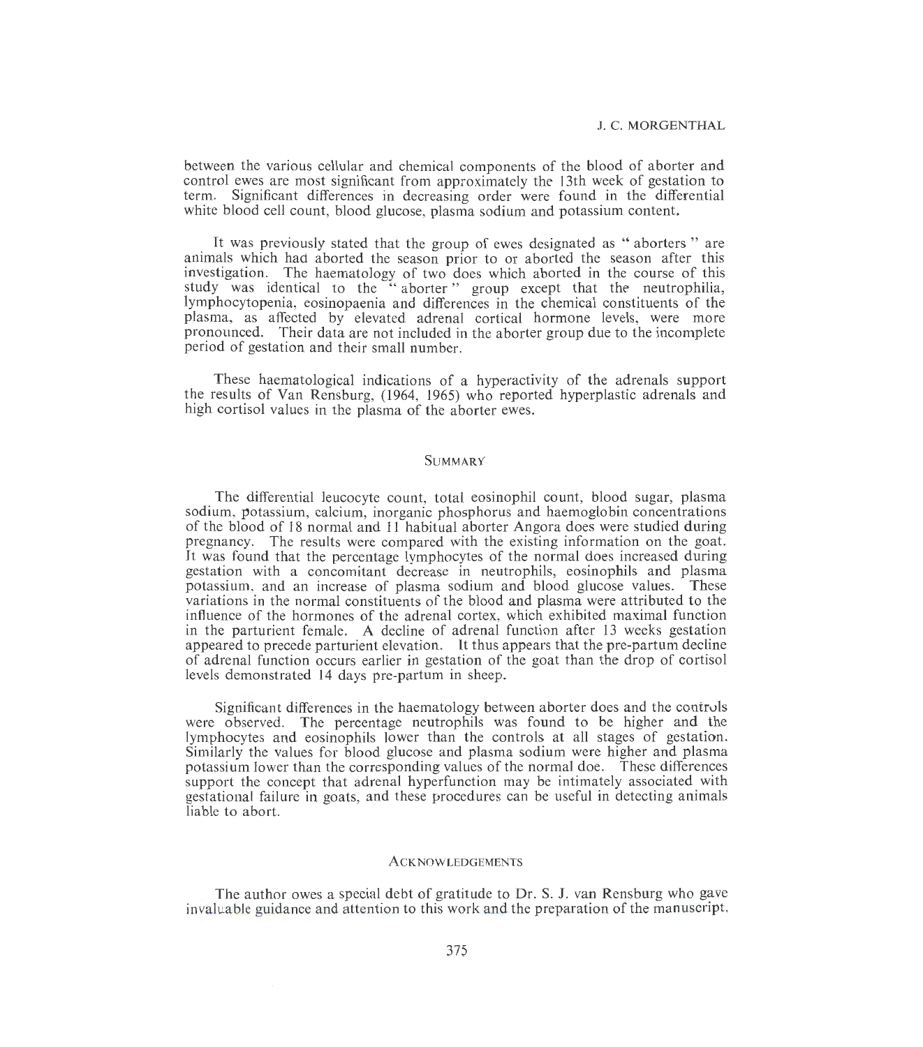between the various cellular and chemical components of the blood of aborter and control ewes are most significant from approximately the 13th week of gestation to term. Significant differences in decreasing order were found in the differential white blood cell count, blood glucose, plasma sodium and potassium content.

It was previously stated that the group of ewes designated as " aborters " are animals which had aborted the season prior to or aborted the season after this investigation. The haematology of two does which aborted in the course of this study was identical to the " aborter " group except that the neutrophilia, lymphocytopenia, eosinopaenia and differences in the chemical constituents of the plasma, as affected by elevated adrenal cortical hormone levels, were more pronounced. Their data are not included in the aborter group due to the incomplete period of gestation and their small number.

These haematological indications of a hyperactivity of the adrenals support the results of Van Rensburg, (1964, 1965) who reported hyperplastic adrenals and high cortisol values in the plasma of the aborter ewes.

## Summary

The differential leucocyte count, total eosinophil count, blood sugar, plasma sodium, potassium, calcium, inorganic phosphorus and haemoglobin concentrations of the blood of 18 normal and 11 habitual aborter Angora does were studied during pregnancy. The results were compared with the existing information on the goat. It was found that the percentage lymphocytes of the normal does increased during gestation with a concomitant decrease in neutrophils, eosinophils and plasma potassium, and an increase of plasma sodium and blood glucose values. These variations in the normal constituents of the blood and plasma were attributed to the influence of the hormones of the adrenal cortex, which exhibited maximal function in the parturient female. A decline of adrenal function after 13 weeks gestation appeared to precede parturient elevation. It thus appears that the pre-partum decline of adrenal function occurs earlier in gestation of the goat than the drop of cortisol levels demonstrated 14 days pre-partum in sheep.

Significant differences in the haematology between aborter does and the controls were observed. The percentage neutrophils was found to be higher and the lymphocytes and eosinophils lower than the controls at all stages of gestation. Similarly the values for blood glucose and plasma sodium were higher and plasma potassium lower than the corresponding values of the normal doe. These differences support the concept that adrenal hyperfunction may be intimately associated with gestational failure in goats, and these procedures can be useful in detecting animals liable to abort.

## Acknowledgements

The author owes a special debt of gratitude to Dr. S. J. van Rensburg who gave invaluable guidance and attention to this work and the preparation of the manuscript.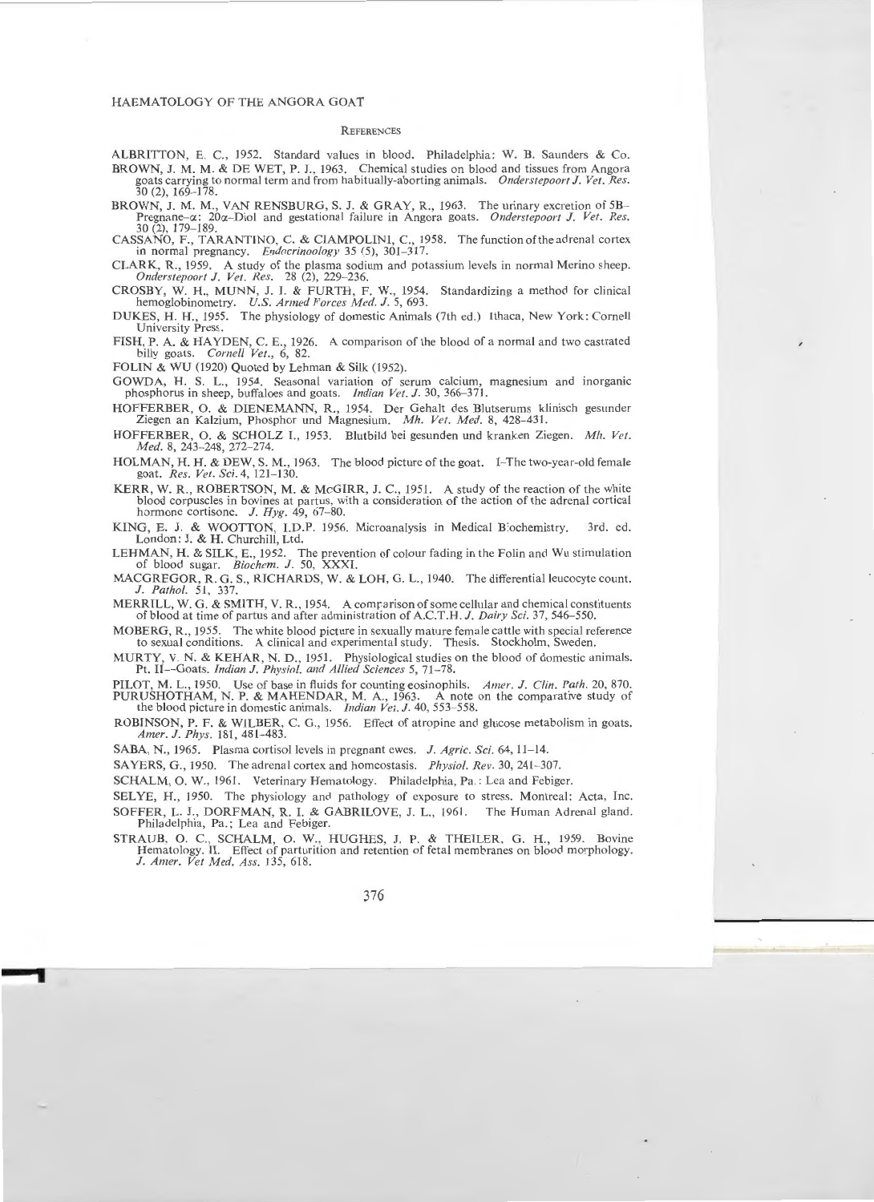## REFERENCES

ALBRITTON, E. C., 1952. Standard values in blood. Philadelphia: W. B. Saunders & Co.

BROWN, J. M. M. & DE WET, P. J., 1963. Chemical studies on blood and tissues from Angora goats carrying to normal term and from habitually-aborting animals. *Onderstepoort J. Vet. Res.* 30 (2), 169–178.

BROWN, J. M. M., VAN RENSBURG, S. J. & GRAY, R., 1963. The urinary excretion of 5B–Pregnane–α: 20α–Diol and gestational failure in Angora goats. *Onderstepoort J. Vet. Res.* 30 (2), 179–189.

CASSANO, F., TARANTINO, C. & CIAMPOLINI, C., 1958. The function of the adrenal cortex in normal pregnancy. *Endocrinoology* 35 (5), 301–317.

CLARK, R., 1959. A study of the plasma sodium and potassium levels in normal Merino sheep. *Onderstepoort J. Vet. Res.* 28 (2), 229–236.

CROSBY, W. H., MUNN, J. I. & FURTH, F. W., 1954. Standardizing a method for clinical hemoglobinometry. *U.S. Armed Forces Med. J.* 5, 693.

DUKES, H. H., 1955. The physiology of domestic Animals (7th ed.) Ithaca, New York: Cornell University Press.

FISH, P. A. & HAYDEN, C. E., 1926. A comparison of the blood of a normal and two castrated billy goats. *Cornell Vet.*, 6, 82.

FOLIN & WU (1920) Quoted by Lehman & Silk (1952).

GOWDA, H. S. L., 1954. Seasonal variation of serum calcium, magnesium and inorganic phosphorus in sheep, buffaloes and goats. *Indian Vet. J.* 30, 366–371.

HOFFERBER, O. & DIENEMANN, R., 1954. Der Gehalt des Blutserums klinisch gesunder Ziegen an Kalzium, Phosphor und Magnesium. *Mh. Vet. Med.* 8, 428–431.

HOFFERBER, O. & SCHOLZ I., 1953. Blutbild bei gesunden und kranken Ziegen. *Mh. Vet. Med.* 8, 243–248, 272–274.

HOLMAN, H. H. & DEW, S. M., 1963. The blood picture of the goat. I–The two-year-old female goat. *Res. Vet. Sci.* 4, 121–130.

KERR, W. R., ROBERTSON, M. & McGIRR, J. C., 1951. A study of the reaction of the white blood corpuscles in bovines at partus, with a consideration of the action of the adrenal cortical hormone cortisone. *J. Hyg.* 49, 67–80.

KING, E. J. & WOOTTON, I.D.P. 1956. Microanalysis in Medical Biochemistry. 3rd. ed. London: J. & H. Churchill, Ltd.

LEHMAN, H. & SILK, E., 1952. The prevention of colour fading in the Folin and Wu stimulation of blood sugar. *Biochem. J.* 50, XXXI.

MACGREGOR, R. G. S., RICHARDS, W. & LOH, G. L., 1940. The differential leucocyte count. *J. Pathol.* 51, 337.

MERRILL, W. G. & SMITH, V. R., 1954. A comparison of some cellular and chemical constituents of blood at time of partus and after administration of A.C.T.H. *J. Dairy Sci.* 37, 546–550.

MOBERG, R., 1955. The white blood picture in sexually mature female cattle with special reference to sexual conditions. A clinical and experimental study. Thesis. Stockholm, Sweden.

MURTY, V. N. & KEHAR, N. D., 1951. Physiological studies on the blood of domestic animals. Pt. II—Goats. *Indian J. Physiol. and Allied Sciences* 5, 71–78.

PILOT, M. L., 1950. Use of base in fluids for counting eosinophils. *Amer. J. Clin. Path.* 20, 870.

PURUSHOTHAM, N. P. & MAHENDAR, M. A., 1963. A note on the comparative study of the blood picture in domestic animals. *Indian Vet. J.* 40, 553–558.

ROBINSON, P. F. & WILBER, C. G., 1956. Effect of atropine and glucose metabolism in goats. *Amer. J. Phys.* 181, 481–483.

SABA, N., 1965. Plasma cortisol levels in pregnant ewes. *J. Agric. Sci.* 64, 11–14.

SAYERS, G., 1950. The adrenal cortex and homeostasis. *Physiol. Rev.* 30, 241–307.

SCHALM, O. W., 1961. Veterinary Hematology. Philadelphia, Pa.: Lea and Febiger.

SELYE, H., 1950. The physiology and pathology of exposure to stress. Montreal: Acta, Inc.

SOFFER, L. J., DORFMAN, R. I. & GABRILOVE, J. L., 1961. The Human Adrenal gland. Philadelphia, Pa.; Lea and Febiger.

STRAUB, O. C., SCHALM, O. W., HUGHES, J. P. & THEILER, G. H., 1959. Bovine Hematology. II. Effect of parturition and retention of fetal membranes on blood morphology. *J. Amer. Vet Med. Ass.* 135, 618.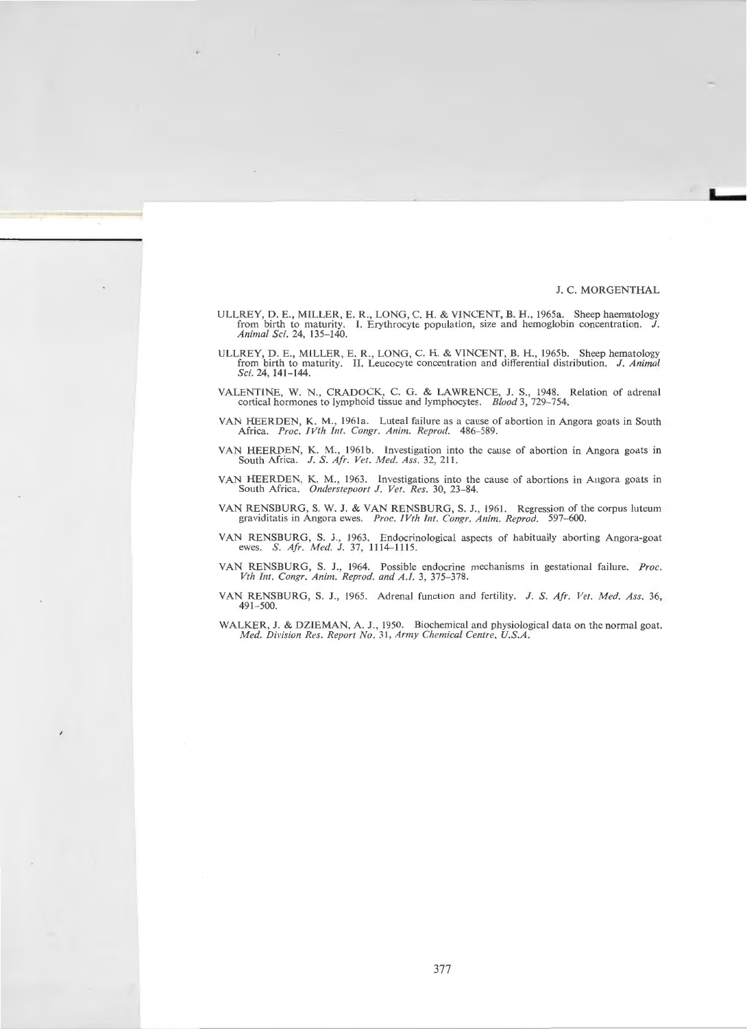ULLREY, D. E., MILLER, E. R., LONG, C. H. & VINCENT, B. H., 1965a. Sheep haematology from birth to maturity. I. Erythrocyte population, size and hemoglobin concentration. *J. Animal Sci.* 24, 135–140.

ULLREY, D. E., MILLER, E. R., LONG, C. H. & VINCENT, B. H., 1965b. Sheep hematology from birth to maturity. II. Leucocyte concentration and differential distribution. *J. Animal Sci.* 24, 141–144.

VALENTINE, W. N., CRADOCK, C. G. & LAWRENCE, J. S., 1948. Relation of adrenal cortical hormones to lymphoid tissue and lymphocytes. *Blood* 3, 729–754.

VAN HEERDEN, K. M., 1961a. Luteal failure as a cause of abortion in Angora goats in South Africa. *Proc. IVth Int. Congr. Anim. Reprod.* 486–589.

VAN HEERDEN, K. M., 1961b. Investigation into the cause of abortion in Angora goats in South Africa. *J. S. Afr. Vet. Med. Ass.* 32, 211.

VAN HEERDEN, K. M., 1963. Investigations into the cause of abortions in Angora goats in South Africa. *Onderstepoort J. Vet. Res.* 30, 23–84.

VAN RENSBURG, S. W. J. & VAN RENSBURG, S. J., 1961. Regression of the corpus luteum graviditatis in Angora ewes. *Proc. IVth Int. Congr. Anim. Reprod.* 597–600.

VAN RENSBURG, S. J., 1963. Endocrinological aspects of habitually aborting Angora-goat ewes. *S. Afr. Med. J.* 37, 1114–1115.

VAN RENSBURG, S. J., 1964. Possible endocrine mechanisms in gestational failure. *Proc. Vth Int. Congr. Anim. Reprod. and A.I.* 3, 375–378.

VAN RENSBURG, S. J., 1965. Adrenal function and fertility. *J. S. Afr. Vet. Med. Ass.* 36, 491–500.

WALKER, J. & DZIEMAN, A. J., 1950. Biochemical and physiological data on the normal goat. *Med. Division Res. Report No.* 31, *Army Chemical Centre, U.S.A.*